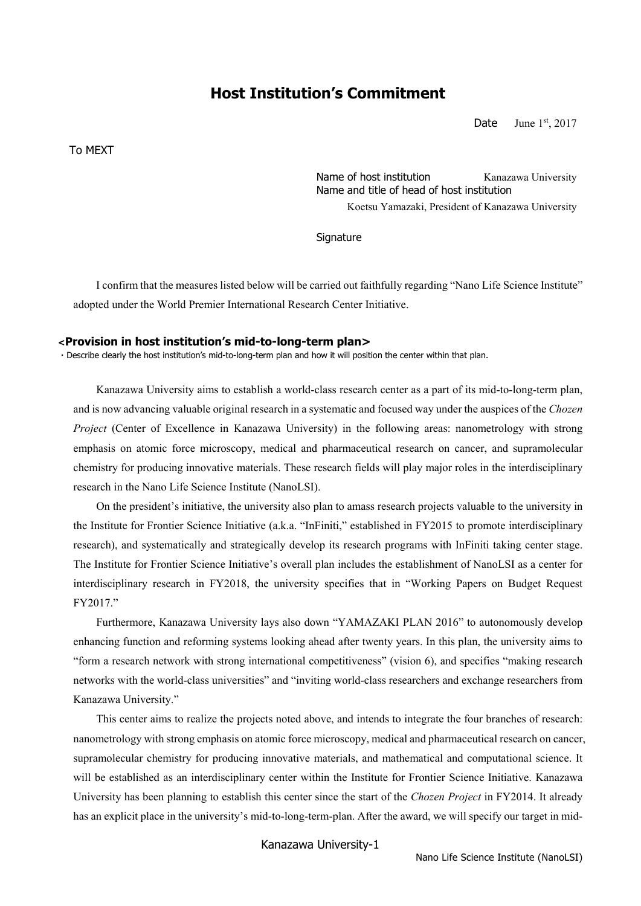# Host Institution's Commitment

Date June 1st, 2017

To MEXT

Name of host institution Kanazawa University
Name and title of head of host institution
Koetsu Yamazaki, President of Kanazawa University

Signature

I confirm that the measures listed below will be carried out faithfully regarding "Nano Life Science Institute" adopted under the World Premier International Research Center Initiative.

## <Provision in host institution's mid-to-long-term plan>

・Describe clearly the host institution's mid-to-long-term plan and how it will position the center within that plan.

Kanazawa University aims to establish a world-class research center as a part of its mid-to-long-term plan, and is now advancing valuable original research in a systematic and focused way under the auspices of the *Chozen Project* (Center of Excellence in Kanazawa University) in the following areas: nanometrology with strong emphasis on atomic force microscopy, medical and pharmaceutical research on cancer, and supramolecular chemistry for producing innovative materials. These research fields will play major roles in the interdisciplinary research in the Nano Life Science Institute (NanoLSI).

On the president's initiative, the university also plan to amass research projects valuable to the university in the Institute for Frontier Science Initiative (a.k.a. "InFiniti," established in FY2015 to promote interdisciplinary research), and systematically and strategically develop its research programs with InFiniti taking center stage. The Institute for Frontier Science Initiative's overall plan includes the establishment of NanoLSI as a center for interdisciplinary research in FY2018, the university specifies that in "Working Papers on Budget Request FY2017."

Furthermore, Kanazawa University lays also down "YAMAZAKI PLAN 2016" to autonomously develop enhancing function and reforming systems looking ahead after twenty years. In this plan, the university aims to "form a research network with strong international competitiveness" (vision 6), and specifies "making research networks with the world-class universities" and "inviting world-class researchers and exchange researchers from Kanazawa University."

This center aims to realize the projects noted above, and intends to integrate the four branches of research: nanometrology with strong emphasis on atomic force microscopy, medical and pharmaceutical research on cancer, supramolecular chemistry for producing innovative materials, and mathematical and computational science. It will be established as an interdisciplinary center within the Institute for Frontier Science Initiative. Kanazawa University has been planning to establish this center since the start of the *Chozen Project* in FY2014. It already has an explicit place in the university's mid-to-long-term-plan. After the award, we will specify our target in mid-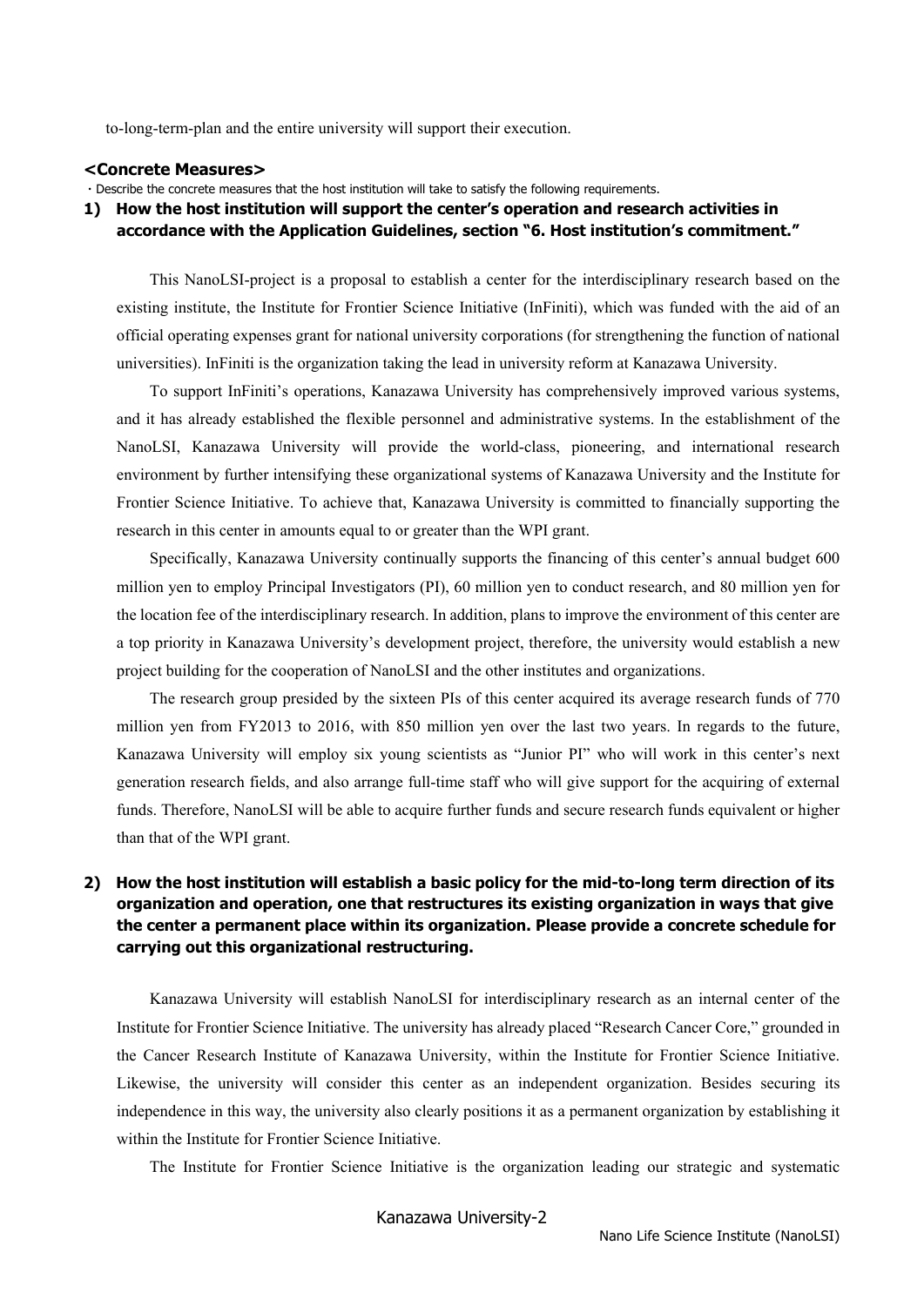to-long-term-plan and the entire university will support their execution.

**<Concrete Measures>**

・Describe the concrete measures that the host institution will take to satisfy the following requirements.

**1) How the host institution will support the center's operation and research activities in accordance with the Application Guidelines, section "6. Host institution's commitment."**

This NanoLSI-project is a proposal to establish a center for the interdisciplinary research based on the existing institute, the Institute for Frontier Science Initiative (InFiniti), which was funded with the aid of an official operating expenses grant for national university corporations (for strengthening the function of national universities). InFiniti is the organization taking the lead in university reform at Kanazawa University.

To support InFiniti's operations, Kanazawa University has comprehensively improved various systems, and it has already established the flexible personnel and administrative systems. In the establishment of the NanoLSI, Kanazawa University will provide the world-class, pioneering, and international research environment by further intensifying these organizational systems of Kanazawa University and the Institute for Frontier Science Initiative. To achieve that, Kanazawa University is committed to financially supporting the research in this center in amounts equal to or greater than the WPI grant.

Specifically, Kanazawa University continually supports the financing of this center's annual budget 600 million yen to employ Principal Investigators (PI), 60 million yen to conduct research, and 80 million yen for the location fee of the interdisciplinary research. In addition, plans to improve the environment of this center are a top priority in Kanazawa University's development project, therefore, the university would establish a new project building for the cooperation of NanoLSI and the other institutes and organizations.

The research group presided by the sixteen PIs of this center acquired its average research funds of 770 million yen from FY2013 to 2016, with 850 million yen over the last two years. In regards to the future, Kanazawa University will employ six young scientists as "Junior PI" who will work in this center's next generation research fields, and also arrange full-time staff who will give support for the acquiring of external funds. Therefore, NanoLSI will be able to acquire further funds and secure research funds equivalent or higher than that of the WPI grant.

**2) How the host institution will establish a basic policy for the mid-to-long term direction of its organization and operation, one that restructures its existing organization in ways that give the center a permanent place within its organization. Please provide a concrete schedule for carrying out this organizational restructuring.**

Kanazawa University will establish NanoLSI for interdisciplinary research as an internal center of the Institute for Frontier Science Initiative. The university has already placed "Research Cancer Core," grounded in the Cancer Research Institute of Kanazawa University, within the Institute for Frontier Science Initiative. Likewise, the university will consider this center as an independent organization. Besides securing its independence in this way, the university also clearly positions it as a permanent organization by establishing it within the Institute for Frontier Science Initiative.

The Institute for Frontier Science Initiative is the organization leading our strategic and systematic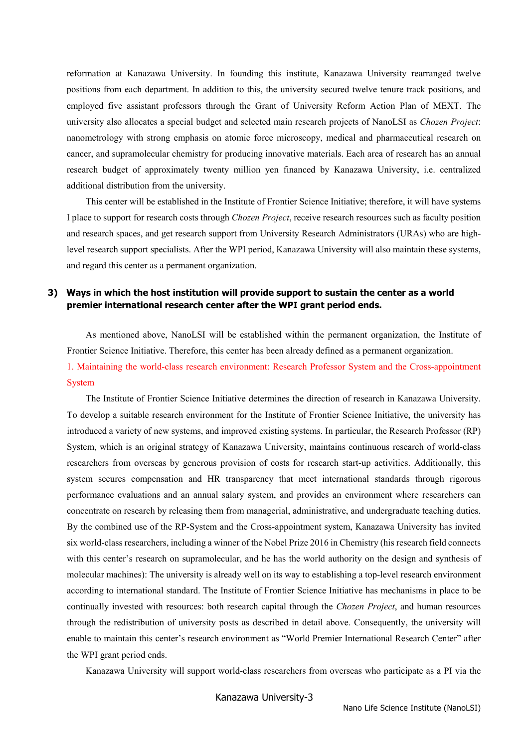reformation at Kanazawa University. In founding this institute, Kanazawa University rearranged twelve positions from each department. In addition to this, the university secured twelve tenure track positions, and employed five assistant professors through the Grant of University Reform Action Plan of MEXT. The university also allocates a special budget and selected main research projects of NanoLSI as *Chozen Project*: nanometrology with strong emphasis on atomic force microscopy, medical and pharmaceutical research on cancer, and supramolecular chemistry for producing innovative materials. Each area of research has an annual research budget of approximately twenty million yen financed by Kanazawa University, i.e. centralized additional distribution from the university.

This center will be established in the Institute of Frontier Science Initiative; therefore, it will have systems I place to support for research costs through *Chozen Project*, receive research resources such as faculty position and research spaces, and get research support from University Research Administrators (URAs) who are high-level research support specialists. After the WPI period, Kanazawa University will also maintain these systems, and regard this center as a permanent organization.

### 3) Ways in which the host institution will provide support to sustain the center as a world premier international research center after the WPI grant period ends.

As mentioned above, NanoLSI will be established within the permanent organization, the Institute of Frontier Science Initiative. Therefore, this center has been already defined as a permanent organization.

1. Maintaining the world-class research environment: Research Professor System and the Cross-appointment System

The Institute of Frontier Science Initiative determines the direction of research in Kanazawa University. To develop a suitable research environment for the Institute of Frontier Science Initiative, the university has introduced a variety of new systems, and improved existing systems. In particular, the Research Professor (RP) System, which is an original strategy of Kanazawa University, maintains continuous research of world-class researchers from overseas by generous provision of costs for research start-up activities. Additionally, this system secures compensation and HR transparency that meet international standards through rigorous performance evaluations and an annual salary system, and provides an environment where researchers can concentrate on research by releasing them from managerial, administrative, and undergraduate teaching duties. By the combined use of the RP-System and the Cross-appointment system, Kanazawa University has invited six world-class researchers, including a winner of the Nobel Prize 2016 in Chemistry (his research field connects with this center's research on supramolecular, and he has the world authority on the design and synthesis of molecular machines): The university is already well on its way to establishing a top-level research environment according to international standard. The Institute of Frontier Science Initiative has mechanisms in place to be continually invested with resources: both research capital through the *Chozen Project*, and human resources through the redistribution of university posts as described in detail above. Consequently, the university will enable to maintain this center's research environment as "World Premier International Research Center" after the WPI grant period ends.

Kanazawa University will support world-class researchers from overseas who participate as a PI via the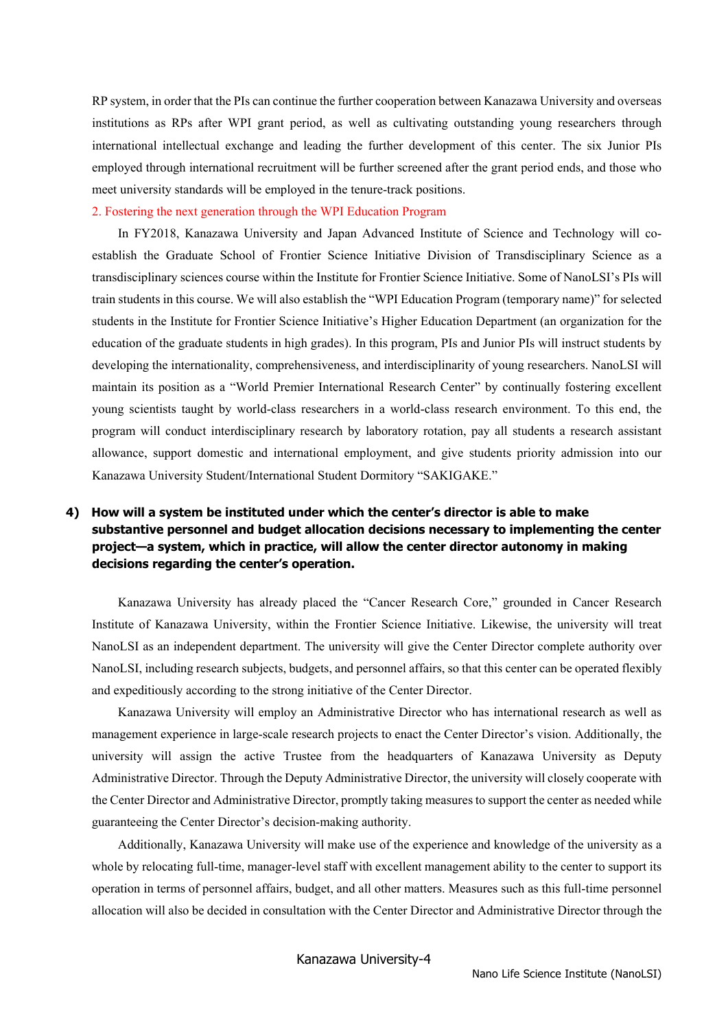RP system, in order that the PIs can continue the further cooperation between Kanazawa University and overseas institutions as RPs after WPI grant period, as well as cultivating outstanding young researchers through international intellectual exchange and leading the further development of this center. The six Junior PIs employed through international recruitment will be further screened after the grant period ends, and those who meet university standards will be employed in the tenure-track positions.

2. Fostering the next generation through the WPI Education Program

In FY2018, Kanazawa University and Japan Advanced Institute of Science and Technology will co-establish the Graduate School of Frontier Science Initiative Division of Transdisciplinary Science as a transdisciplinary sciences course within the Institute for Frontier Science Initiative. Some of NanoLSI's PIs will train students in this course. We will also establish the "WPI Education Program (temporary name)" for selected students in the Institute for Frontier Science Initiative's Higher Education Department (an organization for the education of the graduate students in high grades). In this program, PIs and Junior PIs will instruct students by developing the internationality, comprehensiveness, and interdisciplinarity of young researchers. NanoLSI will maintain its position as a "World Premier International Research Center" by continually fostering excellent young scientists taught by world-class researchers in a world-class research environment. To this end, the program will conduct interdisciplinary research by laboratory rotation, pay all students a research assistant allowance, support domestic and international employment, and give students priority admission into our Kanazawa University Student/International Student Dormitory "SAKIGAKE."

### 4) How will a system be instituted under which the center's director is able to make substantive personnel and budget allocation decisions necessary to implementing the center project—a system, which in practice, will allow the center director autonomy in making decisions regarding the center's operation.

Kanazawa University has already placed the "Cancer Research Core," grounded in Cancer Research Institute of Kanazawa University, within the Frontier Science Initiative. Likewise, the university will treat NanoLSI as an independent department. The university will give the Center Director complete authority over NanoLSI, including research subjects, budgets, and personnel affairs, so that this center can be operated flexibly and expeditiously according to the strong initiative of the Center Director.

Kanazawa University will employ an Administrative Director who has international research as well as management experience in large-scale research projects to enact the Center Director's vision. Additionally, the university will assign the active Trustee from the headquarters of Kanazawa University as Deputy Administrative Director. Through the Deputy Administrative Director, the university will closely cooperate with the Center Director and Administrative Director, promptly taking measures to support the center as needed while guaranteeing the Center Director's decision-making authority.

Additionally, Kanazawa University will make use of the experience and knowledge of the university as a whole by relocating full-time, manager-level staff with excellent management ability to the center to support its operation in terms of personnel affairs, budget, and all other matters. Measures such as this full-time personnel allocation will also be decided in consultation with the Center Director and Administrative Director through the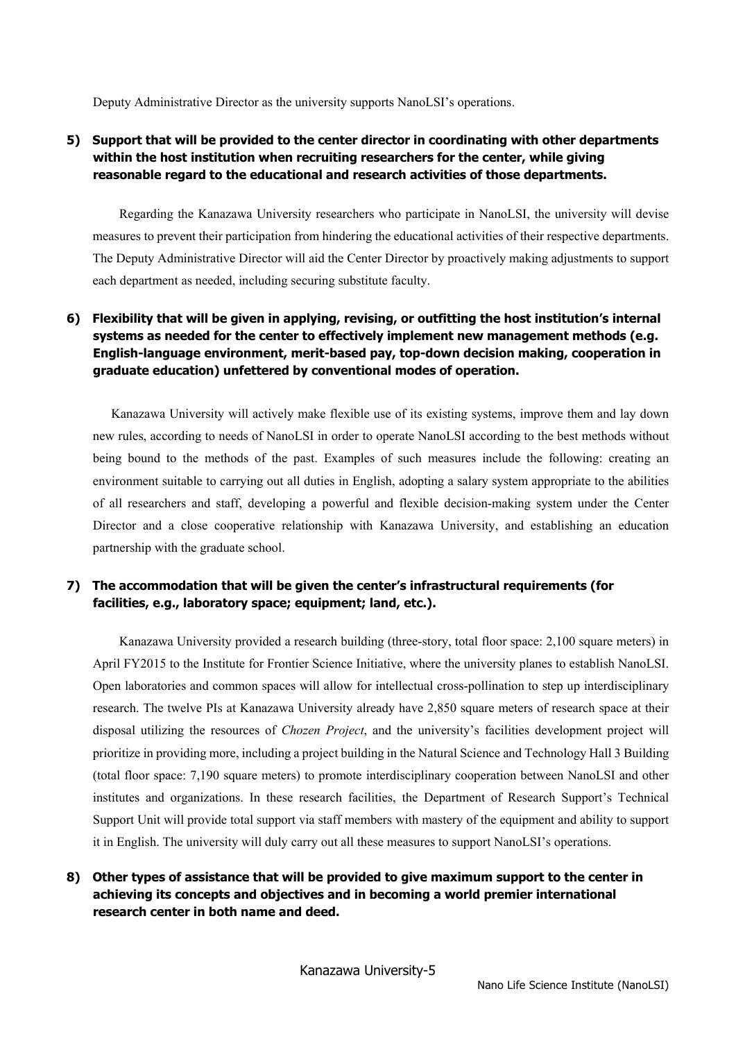Deputy Administrative Director as the university supports NanoLSI's operations.

**5) Support that will be provided to the center director in coordinating with other departments within the host institution when recruiting researchers for the center, while giving reasonable regard to the educational and research activities of those departments.**

Regarding the Kanazawa University researchers who participate in NanoLSI, the university will devise measures to prevent their participation from hindering the educational activities of their respective departments. The Deputy Administrative Director will aid the Center Director by proactively making adjustments to support each department as needed, including securing substitute faculty.

**6) Flexibility that will be given in applying, revising, or outfitting the host institution's internal systems as needed for the center to effectively implement new management methods (e.g. English-language environment, merit-based pay, top-down decision making, cooperation in graduate education) unfettered by conventional modes of operation.**

Kanazawa University will actively make flexible use of its existing systems, improve them and lay down new rules, according to needs of NanoLSI in order to operate NanoLSI according to the best methods without being bound to the methods of the past. Examples of such measures include the following: creating an environment suitable to carrying out all duties in English, adopting a salary system appropriate to the abilities of all researchers and staff, developing a powerful and flexible decision-making system under the Center Director and a close cooperative relationship with Kanazawa University, and establishing an education partnership with the graduate school.

**7) The accommodation that will be given the center's infrastructural requirements (for facilities, e.g., laboratory space; equipment; land, etc.).**

Kanazawa University provided a research building (three-story, total floor space: 2,100 square meters) in April FY2015 to the Institute for Frontier Science Initiative, where the university planes to establish NanoLSI. Open laboratories and common spaces will allow for intellectual cross-pollination to step up interdisciplinary research. The twelve PIs at Kanazawa University already have 2,850 square meters of research space at their disposal utilizing the resources of *Chozen Project*, and the university's facilities development project will prioritize in providing more, including a project building in the Natural Science and Technology Hall 3 Building (total floor space: 7,190 square meters) to promote interdisciplinary cooperation between NanoLSI and other institutes and organizations. In these research facilities, the Department of Research Support's Technical Support Unit will provide total support via staff members with mastery of the equipment and ability to support it in English. The university will duly carry out all these measures to support NanoLSI's operations.

**8) Other types of assistance that will be provided to give maximum support to the center in achieving its concepts and objectives and in becoming a world premier international research center in both name and deed.**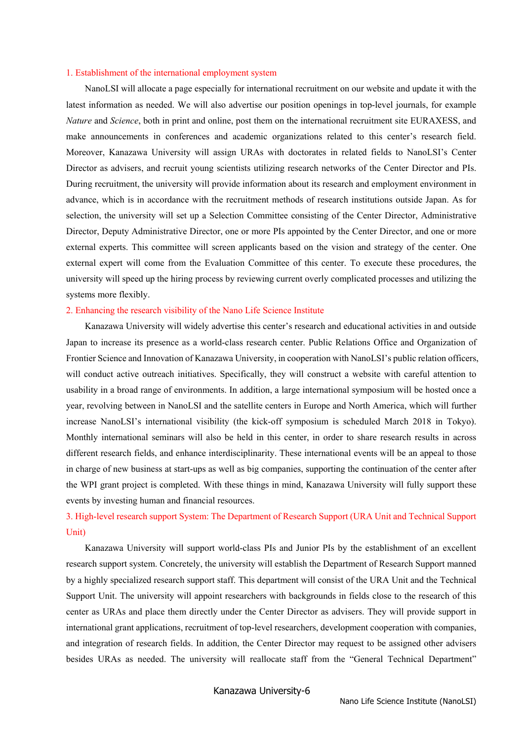### 1. Establishment of the international employment system

NanoLSI will allocate a page especially for international recruitment on our website and update it with the latest information as needed. We will also advertise our position openings in top-level journals, for example *Nature* and *Science*, both in print and online, post them on the international recruitment site EURAXESS, and make announcements in conferences and academic organizations related to this center's research field. Moreover, Kanazawa University will assign URAs with doctorates in related fields to NanoLSI's Center Director as advisers, and recruit young scientists utilizing research networks of the Center Director and PIs. During recruitment, the university will provide information about its research and employment environment in advance, which is in accordance with the recruitment methods of research institutions outside Japan. As for selection, the university will set up a Selection Committee consisting of the Center Director, Administrative Director, Deputy Administrative Director, one or more PIs appointed by the Center Director, and one or more external experts. This committee will screen applicants based on the vision and strategy of the center. One external expert will come from the Evaluation Committee of this center. To execute these procedures, the university will speed up the hiring process by reviewing current overly complicated processes and utilizing the systems more flexibly.

### 2. Enhancing the research visibility of the Nano Life Science Institute

Kanazawa University will widely advertise this center's research and educational activities in and outside Japan to increase its presence as a world-class research center. Public Relations Office and Organization of Frontier Science and Innovation of Kanazawa University, in cooperation with NanoLSI's public relation officers, will conduct active outreach initiatives. Specifically, they will construct a website with careful attention to usability in a broad range of environments. In addition, a large international symposium will be hosted once a year, revolving between in NanoLSI and the satellite centers in Europe and North America, which will further increase NanoLSI's international visibility (the kick-off symposium is scheduled March 2018 in Tokyo). Monthly international seminars will also be held in this center, in order to share research results in across different research fields, and enhance interdisciplinarity. These international events will be an appeal to those in charge of new business at start-ups as well as big companies, supporting the continuation of the center after the WPI grant project is completed. With these things in mind, Kanazawa University will fully support these events by investing human and financial resources.

### 3. High-level research support System: The Department of Research Support (URA Unit and Technical Support Unit)

Kanazawa University will support world-class PIs and Junior PIs by the establishment of an excellent research support system. Concretely, the university will establish the Department of Research Support manned by a highly specialized research support staff. This department will consist of the URA Unit and the Technical Support Unit. The university will appoint researchers with backgrounds in fields close to the research of this center as URAs and place them directly under the Center Director as advisers. They will provide support in international grant applications, recruitment of top-level researchers, development cooperation with companies, and integration of research fields. In addition, the Center Director may request to be assigned other advisers besides URAs as needed. The university will reallocate staff from the "General Technical Department"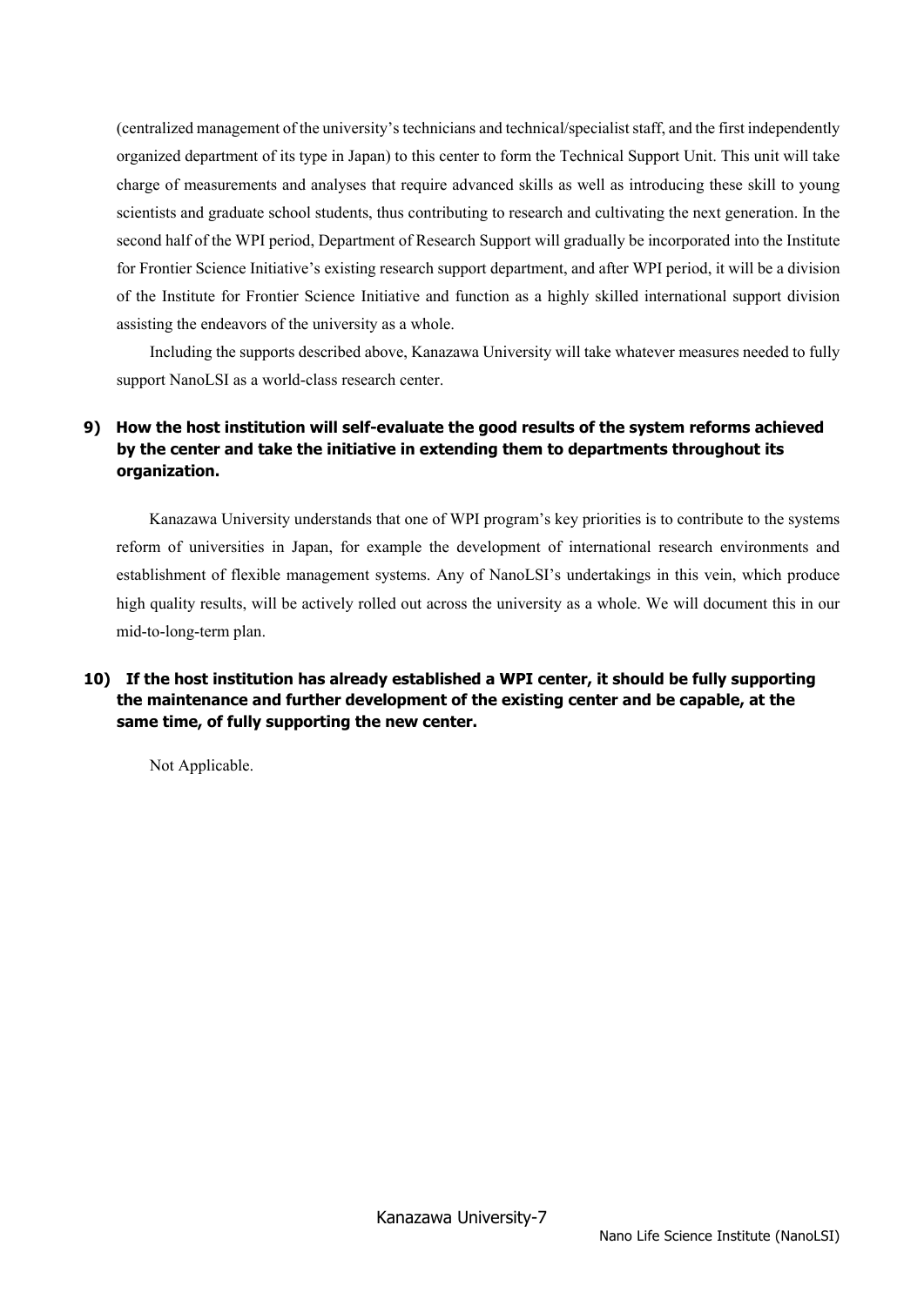(centralized management of the university's technicians and technical/specialist staff, and the first independently organized department of its type in Japan) to this center to form the Technical Support Unit. This unit will take charge of measurements and analyses that require advanced skills as well as introducing these skill to young scientists and graduate school students, thus contributing to research and cultivating the next generation. In the second half of the WPI period, Department of Research Support will gradually be incorporated into the Institute for Frontier Science Initiative's existing research support department, and after WPI period, it will be a division of the Institute for Frontier Science Initiative and function as a highly skilled international support division assisting the endeavors of the university as a whole.

Including the supports described above, Kanazawa University will take whatever measures needed to fully support NanoLSI as a world-class research center.

### 9) How the host institution will self-evaluate the good results of the system reforms achieved by the center and take the initiative in extending them to departments throughout its organization.

Kanazawa University understands that one of WPI program's key priorities is to contribute to the systems reform of universities in Japan, for example the development of international research environments and establishment of flexible management systems. Any of NanoLSI's undertakings in this vein, which produce high quality results, will be actively rolled out across the university as a whole. We will document this in our mid-to-long-term plan.

### 10) If the host institution has already established a WPI center, it should be fully supporting the maintenance and further development of the existing center and be capable, at the same time, of fully supporting the new center.

Not Applicable.